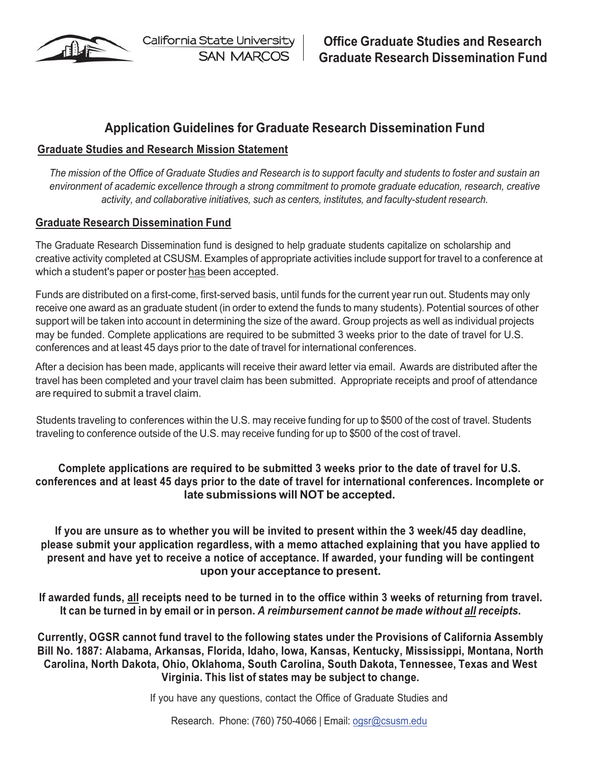California State University SAN MARCOS | **Office Graduate Studies and Research**
**Graduate Research Dissemination Fund**

# Application Guidelines for Graduate Research Dissemination Fund

## Graduate Studies and Research Mission Statement

*The mission of the Office of Graduate Studies and Research is to support faculty and students to foster and sustain an environment of academic excellence through a strong commitment to promote graduate education, research, creative activity, and collaborative initiatives, such as centers, institutes, and faculty-student research.*

## Graduate Research Dissemination Fund

The Graduate Research Dissemination fund is designed to help graduate students capitalize on scholarship and creative activity completed at CSUSM. Examples of appropriate activities include support for travel to a conference at which a student's paper or poster has been accepted.

Funds are distributed on a first-come, first-served basis, until funds for the current year run out. Students may only receive one award as an graduate student (in order to extend the funds to many students). Potential sources of other support will be taken into account in determining the size of the award. Group projects as well as individual projects may be funded. Complete applications are required to be submitted 3 weeks prior to the date of travel for U.S. conferences and at least 45 days prior to the date of travel for international conferences.

After a decision has been made, applicants will receive their award letter via email. Awards are distributed after the travel has been completed and your travel claim has been submitted. Appropriate receipts and proof of attendance are required to submit a travel claim.

Students traveling to conferences within the U.S. may receive funding for up to $500 of the cost of travel. Students traveling to conference outside of the U.S. may receive funding for up to $500 of the cost of travel.

**Complete applications are required to be submitted 3 weeks prior to the date of travel for U.S. conferences and at least 45 days prior to the date of travel for international conferences. Incomplete or late submissions will NOT be accepted.**

**If you are unsure as to whether you will be invited to present within the 3 week/45 day deadline, please submit your application regardless, with a memo attached explaining that you have applied to present and have yet to receive a notice of acceptance. If awarded, your funding will be contingent upon your acceptance to present.**

**If awarded funds, all receipts need to be turned in to the office within 3 weeks of returning from travel. It can be turned in by email or in person. *A reimbursement cannot be made without all receipts.***

**Currently, OGSR cannot fund travel to the following states under the Provisions of California Assembly Bill No. 1887: Alabama, Arkansas, Florida, Idaho, Iowa, Kansas, Kentucky, Mississippi, Montana, North Carolina, North Dakota, Ohio, Oklahoma, South Carolina, South Dakota, Tennessee, Texas and West Virginia. This list of states may be subject to change.**

If you have any questions, contact the Office of Graduate Studies and Research. Phone: (760) 750-4066 | Email: ogsr@csusm.edu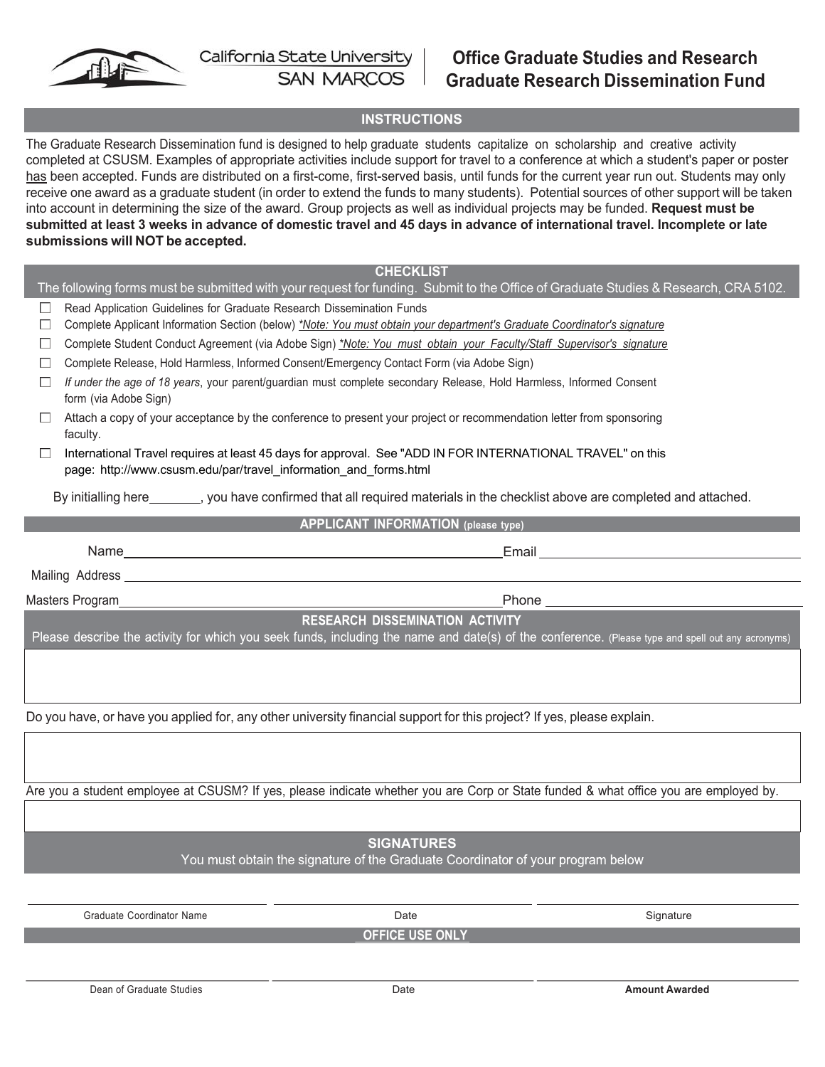California State University SAN MARCOS

# Office Graduate Studies and Research
# Graduate Research Dissemination Fund

## INSTRUCTIONS

The Graduate Research Dissemination fund is designed to help graduate students capitalize on scholarship and creative activity completed at CSUSM. Examples of appropriate activities include support for travel to a conference at which a student's paper or poster has been accepted. Funds are distributed on a first-come, first-served basis, until funds for the current year run out. Students may only receive one award as a graduate student (in order to extend the funds to many students). Potential sources of other support will be taken into account in determining the size of the award. Group projects as well as individual projects may be funded. **Request must be submitted at least 3 weeks in advance of domestic travel and 45 days in advance of international travel. Incomplete or late submissions will NOT be accepted.**

## CHECKLIST

The following forms must be submitted with your request for funding. Submit to the Office of Graduate Studies & Research, CRA 5102.

- ☐ Read Application Guidelines for Graduate Research Dissemination Funds
- ☐ Complete Applicant Information Section (below) *\*Note: You must obtain your department's Graduate Coordinator's signature*
- ☐ Complete Student Conduct Agreement (via Adobe Sign) *\*Note: You must obtain your Faculty/Staff Supervisor's signature*
- ☐ Complete Release, Hold Harmless, Informed Consent/Emergency Contact Form (via Adobe Sign)
- ☐ *If under the age of 18 years*, your parent/guardian must complete secondary Release, Hold Harmless, Informed Consent form (via Adobe Sign)
- ☐ Attach a copy of your acceptance by the conference to present your project or recommendation letter from sponsoring faculty.
- ☐ International Travel requires at least 45 days for approval. See "ADD IN FOR INTERNATIONAL TRAVEL" on this page: http://www.csusm.edu/par/travel_information_and_forms.html

By initialling here_______, you have confirmed that all required materials in the checklist above are completed and attached.

## APPLICANT INFORMATION (please type)

Name ____________________ Email ____________________

Mailing Address ____________________

Masters Program ____________________ Phone ____________________

## RESEARCH DISSEMINATION ACTIVITY

Please describe the activity for which you seek funds, including the name and date(s) of the conference. (Please type and spell out any acronyms)

Do you have, or have you applied for, any other university financial support for this project? If yes, please explain.

Are you a student employee at CSUSM? If yes, please indicate whether you are Corp or State funded & what office you are employed by.

## SIGNATURES

You must obtain the signature of the Graduate Coordinator of your program below

| Graduate Coordinator Name | Date | Signature |
| --- | --- | --- |
| | | |

## OFFICE USE ONLY

| Dean of Graduate Studies | Date | **Amount Awarded** |
| --- | --- | --- |
| | | |